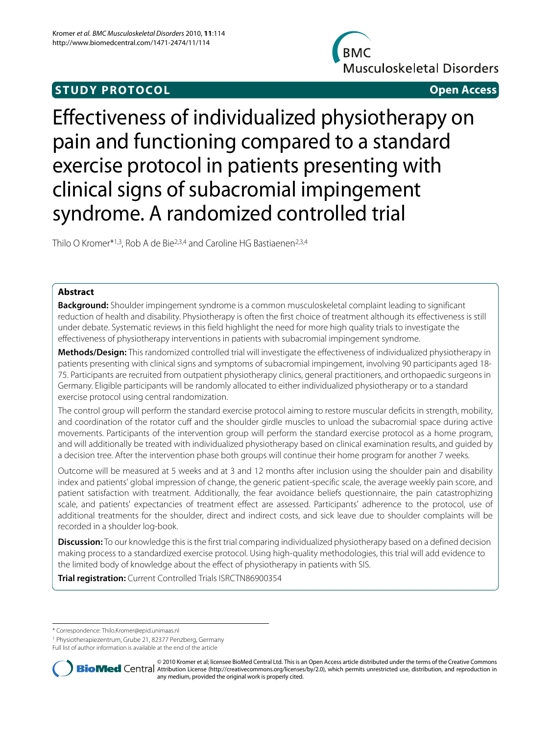**STUDY PROTOCOL** **Open Access**

# Effectiveness of individualized physiotherapy on pain and functioning compared to a standard exercise protocol in patients presenting with clinical signs of subacromial impingement syndrome. A randomized controlled trial

Thilo O Kromer*[1,3], Rob A de Bie[2,3,4] and Caroline HG Bastiaenen[2,3,4]

## Abstract

**Background:** Shoulder impingement syndrome is a common musculoskeletal complaint leading to significant reduction of health and disability. Physiotherapy is often the first choice of treatment although its effectiveness is still under debate. Systematic reviews in this field highlight the need for more high quality trials to investigate the effectiveness of physiotherapy interventions in patients with subacromial impingement syndrome.

**Methods/Design:** This randomized controlled trial will investigate the effectiveness of individualized physiotherapy in patients presenting with clinical signs and symptoms of subacromial impingement, involving 90 participants aged 18-75. Participants are recruited from outpatient physiotherapy clinics, general practitioners, and orthopaedic surgeons in Germany. Eligible participants will be randomly allocated to either individualized physiotherapy or to a standard exercise protocol using central randomization.

The control group will perform the standard exercise protocol aiming to restore muscular deficits in strength, mobility, and coordination of the rotator cuff and the shoulder girdle muscles to unload the subacromial space during active movements. Participants of the intervention group will perform the standard exercise protocol as a home program, and will additionally be treated with individualized physiotherapy based on clinical examination results, and guided by a decision tree. After the intervention phase both groups will continue their home program for another 7 weeks.

Outcome will be measured at 5 weeks and at 3 and 12 months after inclusion using the shoulder pain and disability index and patients' global impression of change, the generic patient-specific scale, the average weekly pain score, and patient satisfaction with treatment. Additionally, the fear avoidance beliefs questionnaire, the pain catastrophizing scale, and patients' expectancies of treatment effect are assessed. Participants' adherence to the protocol, use of additional treatments for the shoulder, direct and indirect costs, and sick leave due to shoulder complaints will be recorded in a shoulder log-book.

**Discussion:** To our knowledge this is the first trial comparing individualized physiotherapy based on a defined decision making process to a standardized exercise protocol. Using high-quality methodologies, this trial will add evidence to the limited body of knowledge about the effect of physiotherapy in patients with SIS.

**Trial registration:** Current Controlled Trials ISRCTN86900354

\* Correspondence: Thilo.Kromer@epid.unimaas.nl

[1] Physiotherapiezentrum, Grube 21, 82377 Penzberg, Germany

Full list of author information is available at the end of the article

© 2010 Kromer et al; licensee BioMed Central Ltd. This is an Open Access article distributed under the terms of the Creative Commons Attribution License (http://creativecommons.org/licenses/by/2.0), which permits unrestricted use, distribution, and reproduction in any medium, provided the original work is properly cited.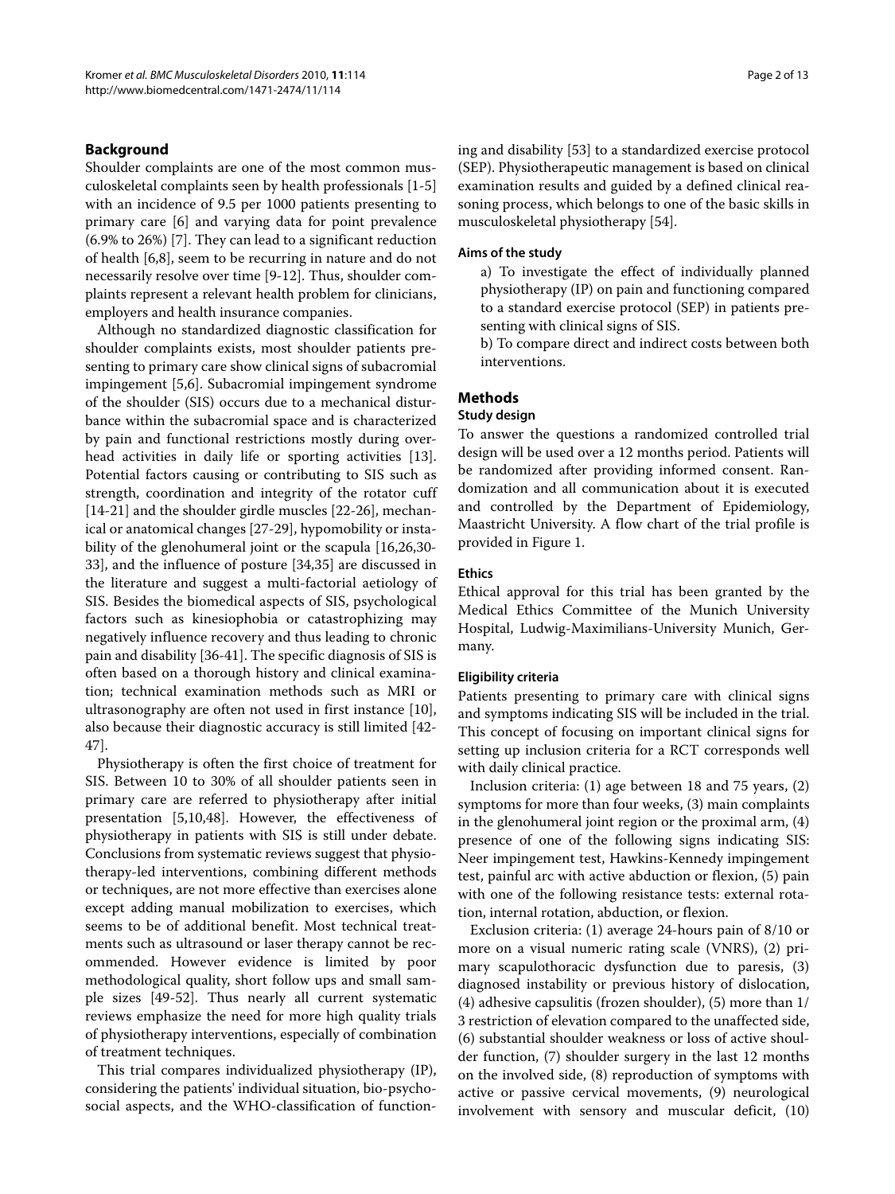## Background

Shoulder complaints are one of the most common musculoskeletal complaints seen by health professionals [1-5] with an incidence of 9.5 per 1000 patients presenting to primary care [6] and varying data for point prevalence (6.9% to 26%) [7]. They can lead to a significant reduction of health [6,8], seem to be recurring in nature and do not necessarily resolve over time [9-12]. Thus, shoulder complaints represent a relevant health problem for clinicians, employers and health insurance companies.

Although no standardized diagnostic classification for shoulder complaints exists, most shoulder patients presenting to primary care show clinical signs of subacromial impingement [5,6]. Subacromial impingement syndrome of the shoulder (SIS) occurs due to a mechanical disturbance within the subacromial space and is characterized by pain and functional restrictions mostly during overhead activities in daily life or sporting activities [13]. Potential factors causing or contributing to SIS such as strength, coordination and integrity of the rotator cuff [14-21] and the shoulder girdle muscles [22-26], mechanical or anatomical changes [27-29], hypomobility or instability of the glenohumeral joint or the scapula [16,26,30-33], and the influence of posture [34,35] are discussed in the literature and suggest a multi-factorial aetiology of SIS. Besides the biomedical aspects of SIS, psychological factors such as kinesiophobia or catastrophizing may negatively influence recovery and thus leading to chronic pain and disability [36-41]. The specific diagnosis of SIS is often based on a thorough history and clinical examination; technical examination methods such as MRI or ultrasonography are often not used in first instance [10], also because their diagnostic accuracy is still limited [42-47].

Physiotherapy is often the first choice of treatment for SIS. Between 10 to 30% of all shoulder patients seen in primary care are referred to physiotherapy after initial presentation [5,10,48]. However, the effectiveness of physiotherapy in patients with SIS is still under debate. Conclusions from systematic reviews suggest that physiotherapy-led interventions, combining different methods or techniques, are not more effective than exercises alone except adding manual mobilization to exercises, which seems to be of additional benefit. Most technical treatments such as ultrasound or laser therapy cannot be recommended. However evidence is limited by poor methodological quality, short follow ups and small sample sizes [49-52]. Thus nearly all current systematic reviews emphasize the need for more high quality trials of physiotherapy interventions, especially of combination of treatment techniques.

This trial compares individualized physiotherapy (IP), considering the patients' individual situation, bio-psychosocial aspects, and the WHO-classification of functioning and disability [53] to a standardized exercise protocol (SEP). Physiotherapeutic management is based on clinical examination results and guided by a defined clinical reasoning process, which belongs to one of the basic skills in musculoskeletal physiotherapy [54].

### Aims of the study

a) To investigate the effect of individually planned physiotherapy (IP) on pain and functioning compared to a standard exercise protocol (SEP) in patients presenting with clinical signs of SIS.

b) To compare direct and indirect costs between both interventions.

## Methods

### Study design

To answer the questions a randomized controlled trial design will be used over a 12 months period. Patients will be randomized after providing informed consent. Randomization and all communication about it is executed and controlled by the Department of Epidemiology, Maastricht University. A flow chart of the trial profile is provided in Figure 1.

### Ethics

Ethical approval for this trial has been granted by the Medical Ethics Committee of the Munich University Hospital, Ludwig-Maximilians-University Munich, Germany.

### Eligibility criteria

Patients presenting to primary care with clinical signs and symptoms indicating SIS will be included in the trial. This concept of focusing on important clinical signs for setting up inclusion criteria for a RCT corresponds well with daily clinical practice.

Inclusion criteria: (1) age between 18 and 75 years, (2) symptoms for more than four weeks, (3) main complaints in the glenohumeral joint region or the proximal arm, (4) presence of one of the following signs indicating SIS: Neer impingement test, Hawkins-Kennedy impingement test, painful arc with active abduction or flexion, (5) pain with one of the following resistance tests: external rotation, internal rotation, abduction, or flexion.

Exclusion criteria: (1) average 24-hours pain of 8/10 or more on a visual numeric rating scale (VNRS), (2) primary scapulothoracic dysfunction due to paresis, (3) diagnosed instability or previous history of dislocation, (4) adhesive capsulitis (frozen shoulder), (5) more than 1/3 restriction of elevation compared to the unaffected side, (6) substantial shoulder weakness or loss of active shoulder function, (7) shoulder surgery in the last 12 months on the involved side, (8) reproduction of symptoms with active or passive cervical movements, (9) neurological involvement with sensory and muscular deficit, (10)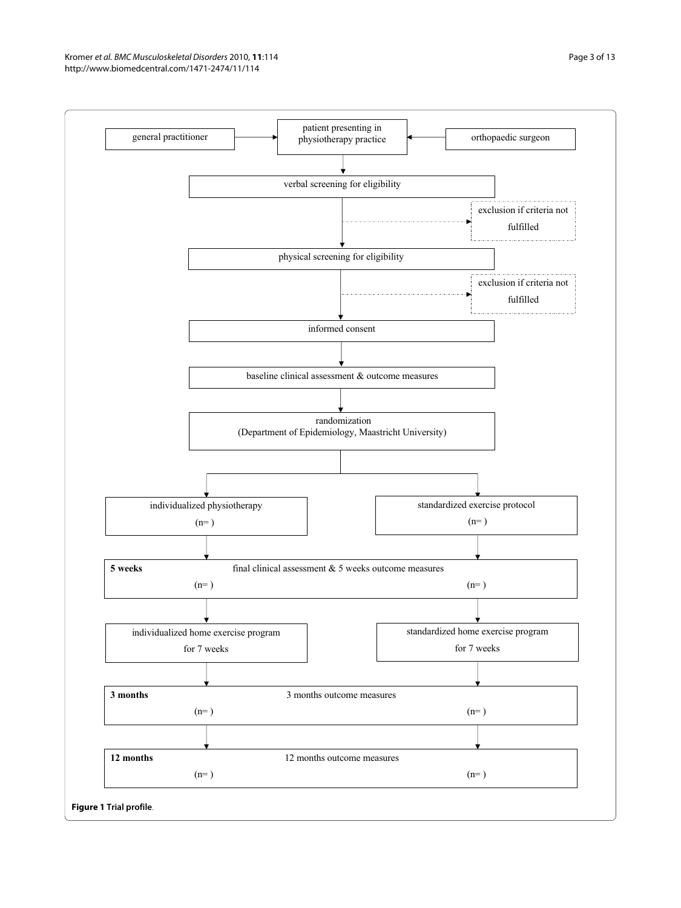general practitioner → patient presenting in physiotherapy practice ← orthopaedic surgeon

verbal screening for eligibility

exclusion if criteria not fulfilled

physical screening for eligibility

exclusion if criteria not fulfilled

informed consent

baseline clinical assessment & outcome measures

randomization
(Department of Epidemiology, Maastricht University)

| individualized physiotherapy (n= ) | standardized exercise protocol (n= ) |
| --- | --- |
| **5 weeks** final clinical assessment & 5 weeks outcome measures (n= ) | (n= ) |
| individualized home exercise program for 7 weeks | standardized home exercise program for 7 weeks |
| **3 months** 3 months outcome measures (n= ) | (n= ) |
| **12 months** 12 months outcome measures (n= ) | (n= ) |

**Figure 1 Trial profile**.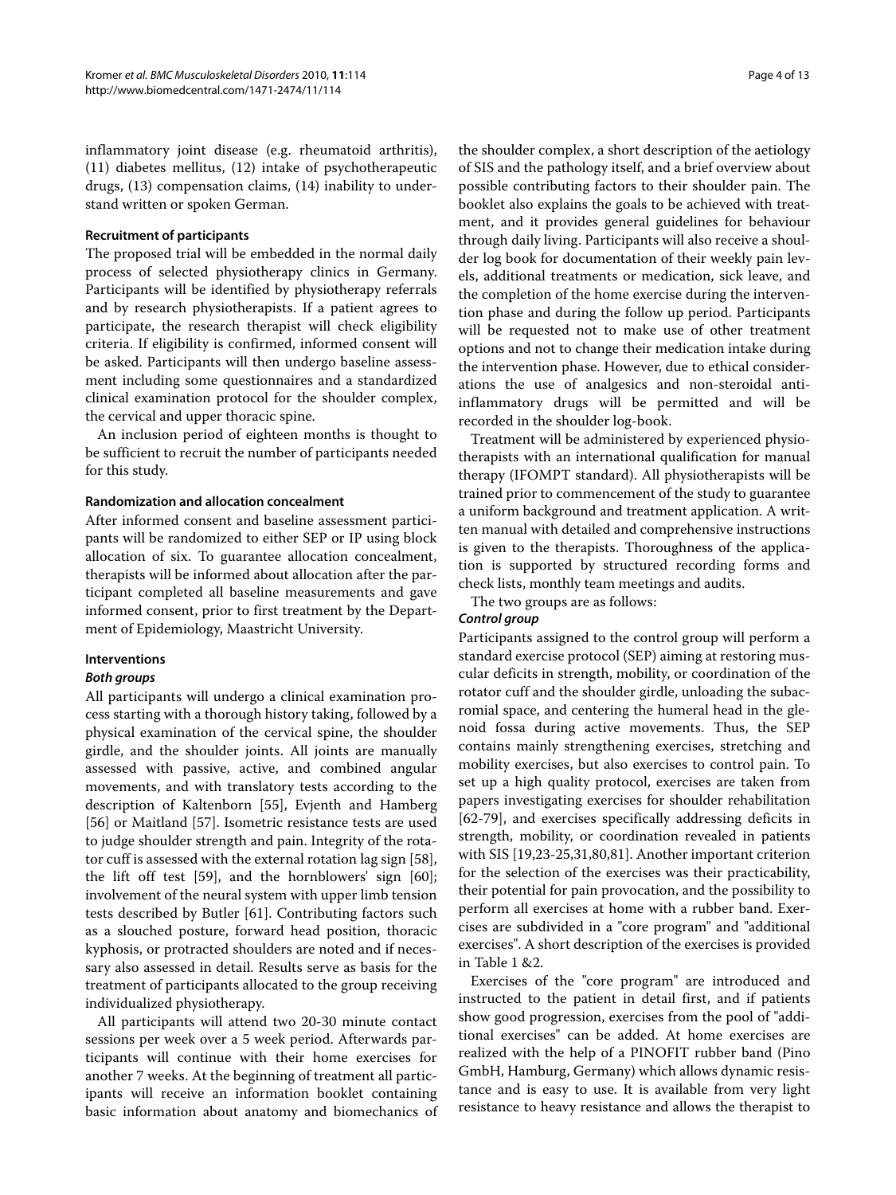inflammatory joint disease (e.g. rheumatoid arthritis), (11) diabetes mellitus, (12) intake of psychotherapeutic drugs, (13) compensation claims, (14) inability to understand written or spoken German.

### Recruitment of participants

The proposed trial will be embedded in the normal daily process of selected physiotherapy clinics in Germany. Participants will be identified by physiotherapy referrals and by research physiotherapists. If a patient agrees to participate, the research therapist will check eligibility criteria. If eligibility is confirmed, informed consent will be asked. Participants will then undergo baseline assessment including some questionnaires and a standardized clinical examination protocol for the shoulder complex, the cervical and upper thoracic spine.

An inclusion period of eighteen months is thought to be sufficient to recruit the number of participants needed for this study.

### Randomization and allocation concealment

After informed consent and baseline assessment participants will be randomized to either SEP or IP using block allocation of six. To guarantee allocation concealment, therapists will be informed about allocation after the participant completed all baseline measurements and gave informed consent, prior to first treatment by the Department of Epidemiology, Maastricht University.

### Interventions

#### *Both groups*

All participants will undergo a clinical examination process starting with a thorough history taking, followed by a physical examination of the cervical spine, the shoulder girdle, and the shoulder joints. All joints are manually assessed with passive, active, and combined angular movements, and with translatory tests according to the description of Kaltenborn [55], Evjenth and Hamberg [56] or Maitland [57]. Isometric resistance tests are used to judge shoulder strength and pain. Integrity of the rotator cuff is assessed with the external rotation lag sign [58], the lift off test [59], and the hornblowers' sign [60]; involvement of the neural system with upper limb tension tests described by Butler [61]. Contributing factors such as a slouched posture, forward head position, thoracic kyphosis, or protracted shoulders are noted and if necessary also assessed in detail. Results serve as basis for the treatment of participants allocated to the group receiving individualized physiotherapy.

All participants will attend two 20-30 minute contact sessions per week over a 5 week period. Afterwards participants will continue with their home exercises for another 7 weeks. At the beginning of treatment all participants will receive an information booklet containing basic information about anatomy and biomechanics of the shoulder complex, a short description of the aetiology of SIS and the pathology itself, and a brief overview about possible contributing factors to their shoulder pain. The booklet also explains the goals to be achieved with treatment, and it provides general guidelines for behaviour through daily living. Participants will also receive a shoulder log book for documentation of their weekly pain levels, additional treatments or medication, sick leave, and the completion of the home exercise during the intervention phase and during the follow up period. Participants will be requested not to make use of other treatment options and not to change their medication intake during the intervention phase. However, due to ethical considerations the use of analgesics and non-steroidal anti-inflammatory drugs will be permitted and will be recorded in the shoulder log-book.

Treatment will be administered by experienced physiotherapists with an international qualification for manual therapy (IFOMPT standard). All physiotherapists will be trained prior to commencement of the study to guarantee a uniform background and treatment application. A written manual with detailed and comprehensive instructions is given to the therapists. Thoroughness of the application is supported by structured recording forms and check lists, monthly team meetings and audits.

The two groups are as follows:

#### *Control group*

Participants assigned to the control group will perform a standard exercise protocol (SEP) aiming at restoring muscular deficits in strength, mobility, or coordination of the rotator cuff and the shoulder girdle, unloading the subacromial space, and centering the humeral head in the glenoid fossa during active movements. Thus, the SEP contains mainly strengthening exercises, stretching and mobility exercises, but also exercises to control pain. To set up a high quality protocol, exercises are taken from papers investigating exercises for shoulder rehabilitation [62-79], and exercises specifically addressing deficits in strength, mobility, or coordination revealed in patients with SIS [19,23-25,31,80,81]. Another important criterion for the selection of the exercises was their practicability, their potential for pain provocation, and the possibility to perform all exercises at home with a rubber band. Exercises are subdivided in a "core program" and "additional exercises". A short description of the exercises is provided in Table 1 &2.

Exercises of the "core program" are introduced and instructed to the patient in detail first, and if patients show good progression, exercises from the pool of "additional exercises" can be added. At home exercises are realized with the help of a PINOFIT rubber band (Pino GmbH, Hamburg, Germany) which allows dynamic resistance and is easy to use. It is available from very light resistance to heavy resistance and allows the therapist to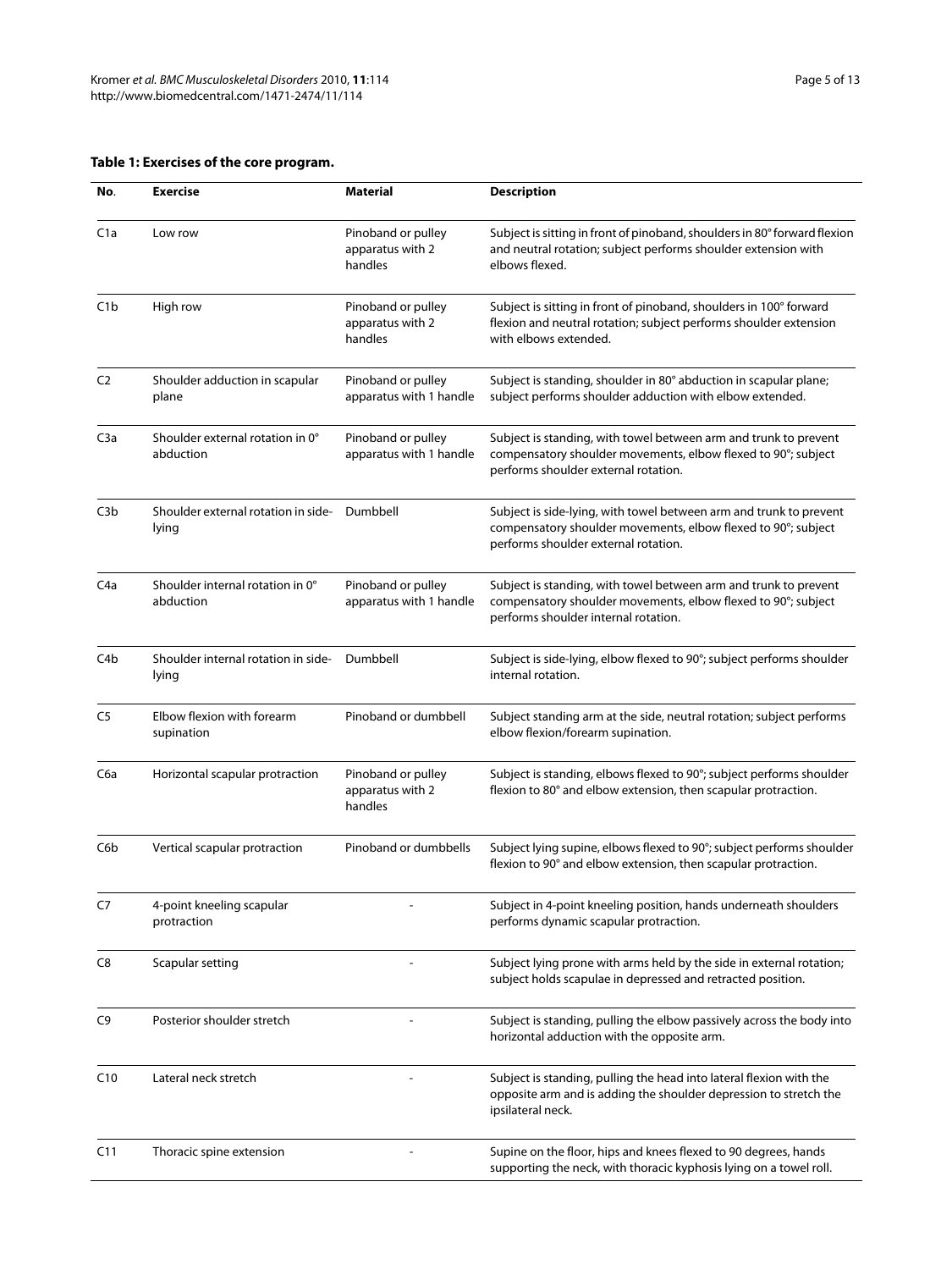**Table 1: Exercises of the core program.**

| No. | Exercise | Material | Description |
|---|---|---|---|
| C1a | Low row | Pinoband or pulley apparatus with 2 handles | Subject is sitting in front of pinoband, shoulders in 80° forward flexion and neutral rotation; subject performs shoulder extension with elbows flexed. |
| C1b | High row | Pinoband or pulley apparatus with 2 handles | Subject is sitting in front of pinoband, shoulders in 100° forward flexion and neutral rotation; subject performs shoulder extension with elbows extended. |
| C2 | Shoulder adduction in scapular plane | Pinoband or pulley apparatus with 1 handle | Subject is standing, shoulder in 80° abduction in scapular plane; subject performs shoulder adduction with elbow extended. |
| C3a | Shoulder external rotation in 0° abduction | Pinoband or pulley apparatus with 1 handle | Subject is standing, with towel between arm and trunk to prevent compensatory shoulder movements, elbow flexed to 90°; subject performs shoulder external rotation. |
| C3b | Shoulder external rotation in side-lying | Dumbbell | Subject is side-lying, with towel between arm and trunk to prevent compensatory shoulder movements, elbow flexed to 90°; subject performs shoulder external rotation. |
| C4a | Shoulder internal rotation in 0° abduction | Pinoband or pulley apparatus with 1 handle | Subject is standing, with towel between arm and trunk to prevent compensatory shoulder movements, elbow flexed to 90°; subject performs shoulder internal rotation. |
| C4b | Shoulder internal rotation in side-lying | Dumbbell | Subject is side-lying, elbow flexed to 90°; subject performs shoulder internal rotation. |
| C5 | Elbow flexion with forearm supination | Pinoband or dumbbell | Subject standing arm at the side, neutral rotation; subject performs elbow flexion/forearm supination. |
| C6a | Horizontal scapular protraction | Pinoband or pulley apparatus with 2 handles | Subject is standing, elbows flexed to 90°; subject performs shoulder flexion to 80° and elbow extension, then scapular protraction. |
| C6b | Vertical scapular protraction | Pinoband or dumbbells | Subject lying supine, elbows flexed to 90°; subject performs shoulder flexion to 90° and elbow extension, then scapular protraction. |
| C7 | 4-point kneeling scapular protraction | - | Subject in 4-point kneeling position, hands underneath shoulders performs dynamic scapular protraction. |
| C8 | Scapular setting | - | Subject lying prone with arms held by the side in external rotation; subject holds scapulae in depressed and retracted position. |
| C9 | Posterior shoulder stretch | - | Subject is standing, pulling the elbow passively across the body into horizontal adduction with the opposite arm. |
| C10 | Lateral neck stretch | - | Subject is standing, pulling the head into lateral flexion with the opposite arm and is adding the shoulder depression to stretch the ipsilateral neck. |
| C11 | Thoracic spine extension | - | Supine on the floor, hips and knees flexed to 90 degrees, hands supporting the neck, with thoracic kyphosis lying on a towel roll. |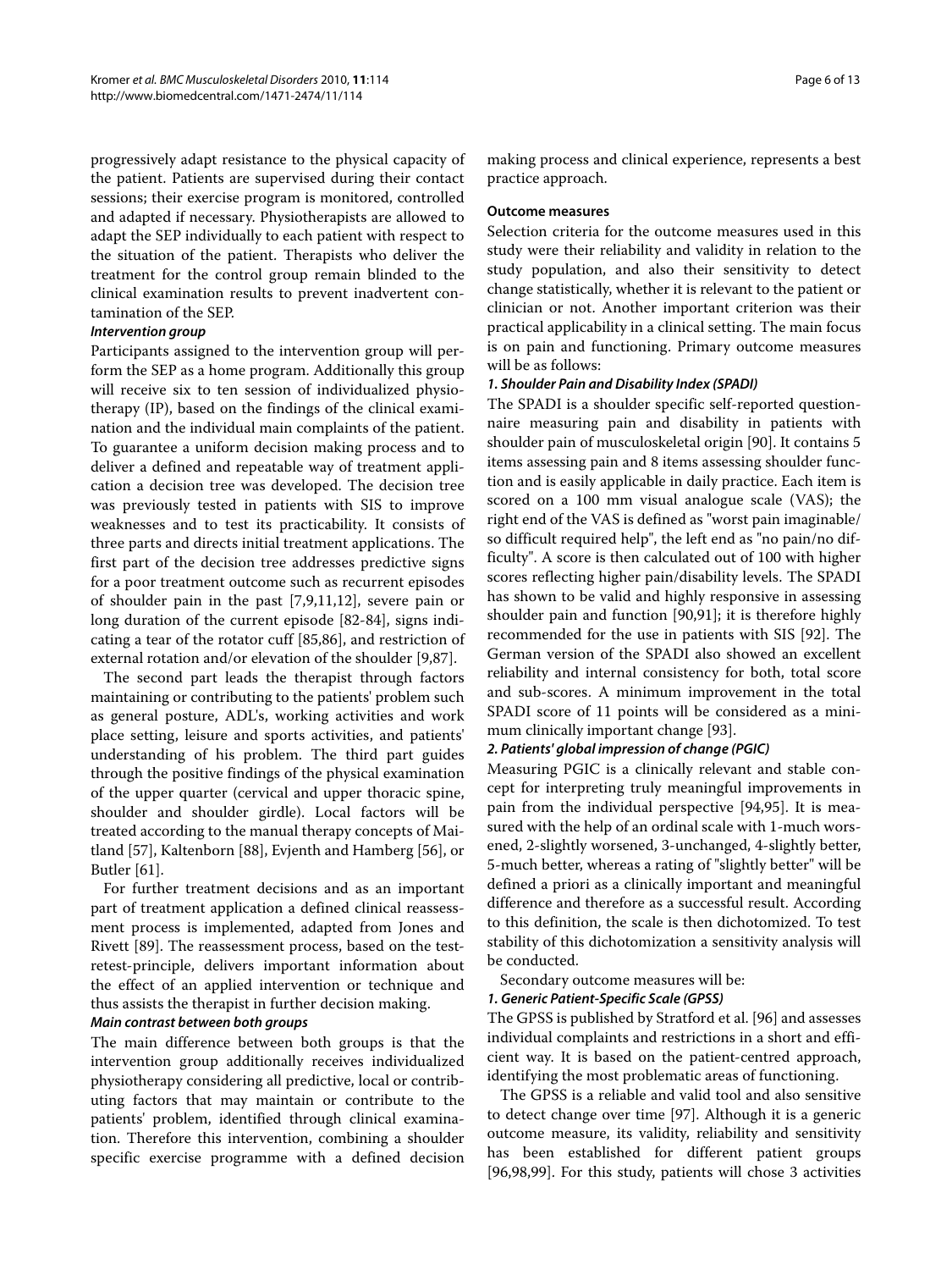progressively adapt resistance to the physical capacity of the patient. Patients are supervised during their contact sessions; their exercise program is monitored, controlled and adapted if necessary. Physiotherapists are allowed to adapt the SEP individually to each patient with respect to the situation of the patient. Therapists who deliver the treatment for the control group remain blinded to the clinical examination results to prevent inadvertent contamination of the SEP.

#### Intervention group

Participants assigned to the intervention group will perform the SEP as a home program. Additionally this group will receive six to ten session of individualized physiotherapy (IP), based on the findings of the clinical examination and the individual main complaints of the patient. To guarantee a uniform decision making process and to deliver a defined and repeatable way of treatment application a decision tree was developed. The decision tree was previously tested in patients with SIS to improve weaknesses and to test its practicability. It consists of three parts and directs initial treatment applications. The first part of the decision tree addresses predictive signs for a poor treatment outcome such as recurrent episodes of shoulder pain in the past [7,9,11,12], severe pain or long duration of the current episode [82-84], signs indicating a tear of the rotator cuff [85,86], and restriction of external rotation and/or elevation of the shoulder [9,87].

The second part leads the therapist through factors maintaining or contributing to the patients' problem such as general posture, ADL's, working activities and work place setting, leisure and sports activities, and patients' understanding of his problem. The third part guides through the positive findings of the physical examination of the upper quarter (cervical and upper thoracic spine, shoulder and shoulder girdle). Local factors will be treated according to the manual therapy concepts of Maitland [57], Kaltenborn [88], Evjenth and Hamberg [56], or Butler [61].

For further treatment decisions and as an important part of treatment application a defined clinical reassessment process is implemented, adapted from Jones and Rivett [89]. The reassessment process, based on the test-retest-principle, delivers important information about the effect of an applied intervention or technique and thus assists the therapist in further decision making.

#### Main contrast between both groups

The main difference between both groups is that the intervention group additionally receives individualized physiotherapy considering all predictive, local or contributing factors that may maintain or contribute to the patients' problem, identified through clinical examination. Therefore this intervention, combining a shoulder specific exercise programme with a defined decision making process and clinical experience, represents a best practice approach.

### Outcome measures

Selection criteria for the outcome measures used in this study were their reliability and validity in relation to the study population, and also their sensitivity to detect change statistically, whether it is relevant to the patient or clinician or not. Another important criterion was their practical applicability in a clinical setting. The main focus is on pain and functioning. Primary outcome measures will be as follows:

#### 1. Shoulder Pain and Disability Index (SPADI)

The SPADI is a shoulder specific self-reported questionnaire measuring pain and disability in patients with shoulder pain of musculoskeletal origin [90]. It contains 5 items assessing pain and 8 items assessing shoulder function and is easily applicable in daily practice. Each item is scored on a 100 mm visual analogue scale (VAS); the right end of the VAS is defined as "worst pain imaginable/so difficult required help", the left end as "no pain/no difficulty". A score is then calculated out of 100 with higher scores reflecting higher pain/disability levels. The SPADI has shown to be valid and highly responsive in assessing shoulder pain and function [90,91]; it is therefore highly recommended for the use in patients with SIS [92]. The German version of the SPADI also showed an excellent reliability and internal consistency for both, total score and sub-scores. A minimum improvement in the total SPADI score of 11 points will be considered as a minimum clinically important change [93].

#### 2. Patients' global impression of change (PGIC)

Measuring PGIC is a clinically relevant and stable concept for interpreting truly meaningful improvements in pain from the individual perspective [94,95]. It is measured with the help of an ordinal scale with 1-much worsened, 2-slightly worsened, 3-unchanged, 4-slightly better, 5-much better, whereas a rating of "slightly better" will be defined a priori as a clinically important and meaningful difference and therefore as a successful result. According to this definition, the scale is then dichotomized. To test stability of this dichotomization a sensitivity analysis will be conducted.

Secondary outcome measures will be:

#### 1. Generic Patient-Specific Scale (GPSS)

The GPSS is published by Stratford et al. [96] and assesses individual complaints and restrictions in a short and efficient way. It is based on the patient-centred approach, identifying the most problematic areas of functioning.

The GPSS is a reliable and valid tool and also sensitive to detect change over time [97]. Although it is a generic outcome measure, its validity, reliability and sensitivity has been established for different patient groups [96,98,99]. For this study, patients will chose 3 activities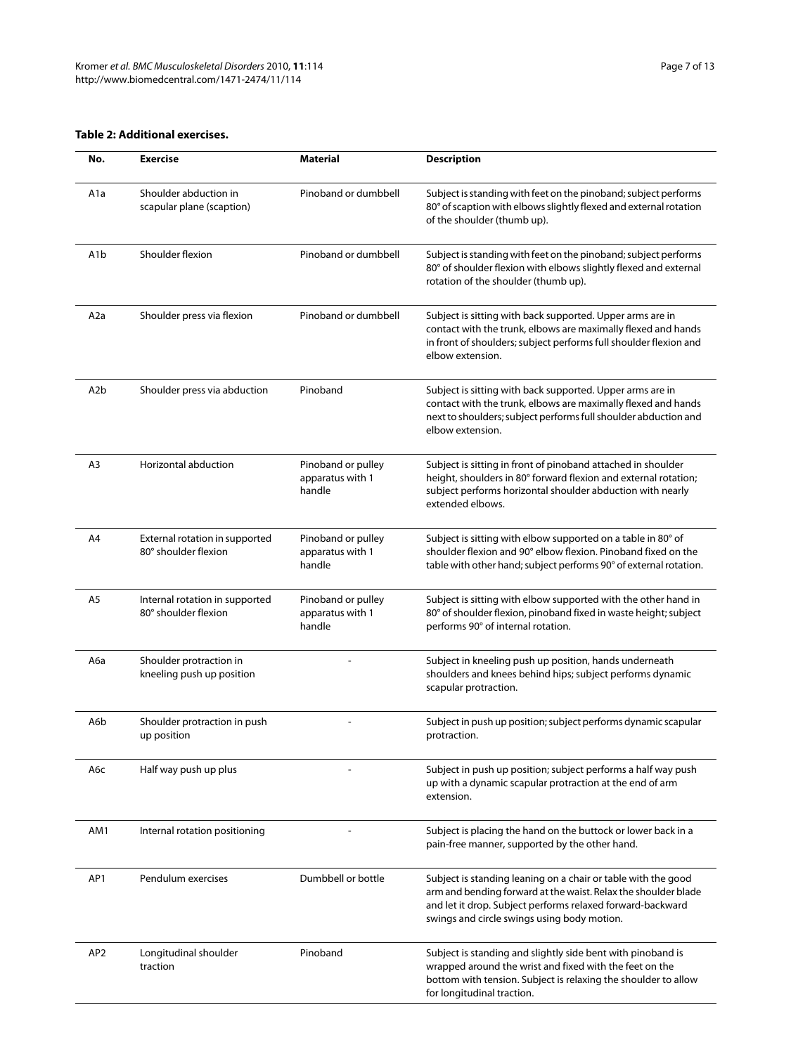**Table 2: Additional exercises.**

| No. | Exercise | Material | Description |
|---|---|---|---|
| A1a | Shoulder abduction in scapular plane (scaption) | Pinoband or dumbbell | Subject is standing with feet on the pinoband; subject performs 80° of scaption with elbows slightly flexed and external rotation of the shoulder (thumb up). |
| A1b | Shoulder flexion | Pinoband or dumbbell | Subject is standing with feet on the pinoband; subject performs 80° of shoulder flexion with elbows slightly flexed and external rotation of the shoulder (thumb up). |
| A2a | Shoulder press via flexion | Pinoband or dumbbell | Subject is sitting with back supported. Upper arms are in contact with the trunk, elbows are maximally flexed and hands in front of shoulders; subject performs full shoulder flexion and elbow extension. |
| A2b | Shoulder press via abduction | Pinoband | Subject is sitting with back supported. Upper arms are in contact with the trunk, elbows are maximally flexed and hands next to shoulders; subject performs full shoulder abduction and elbow extension. |
| A3 | Horizontal abduction | Pinoband or pulley apparatus with 1 handle | Subject is sitting in front of pinoband attached in shoulder height, shoulders in 80° forward flexion and external rotation; subject performs horizontal shoulder abduction with nearly extended elbows. |
| A4 | External rotation in supported 80° shoulder flexion | Pinoband or pulley apparatus with 1 handle | Subject is sitting with elbow supported on a table in 80° of shoulder flexion and 90° elbow flexion. Pinoband fixed on the table with other hand; subject performs 90° of external rotation. |
| A5 | Internal rotation in supported 80° shoulder flexion | Pinoband or pulley apparatus with 1 handle | Subject is sitting with elbow supported with the other hand in 80° of shoulder flexion, pinoband fixed in waste height; subject performs 90° of internal rotation. |
| A6a | Shoulder protraction in kneeling push up position | - | Subject in kneeling push up position, hands underneath shoulders and knees behind hips; subject performs dynamic scapular protraction. |
| A6b | Shoulder protraction in push up position | - | Subject in push up position; subject performs dynamic scapular protraction. |
| A6c | Half way push up plus | - | Subject in push up position; subject performs a half way push up with a dynamic scapular protraction at the end of arm extension. |
| AM1 | Internal rotation positioning | - | Subject is placing the hand on the buttock or lower back in a pain-free manner, supported by the other hand. |
| AP1 | Pendulum exercises | Dumbbell or bottle | Subject is standing leaning on a chair or table with the good arm and bending forward at the waist. Relax the shoulder blade and let it drop. Subject performs relaxed forward-backward swings and circle swings using body motion. |
| AP2 | Longitudinal shoulder traction | Pinoband | Subject is standing and slightly side bent with pinoband is wrapped around the wrist and fixed with the feet on the bottom with tension. Subject is relaxing the shoulder to allow for longitudinal traction. |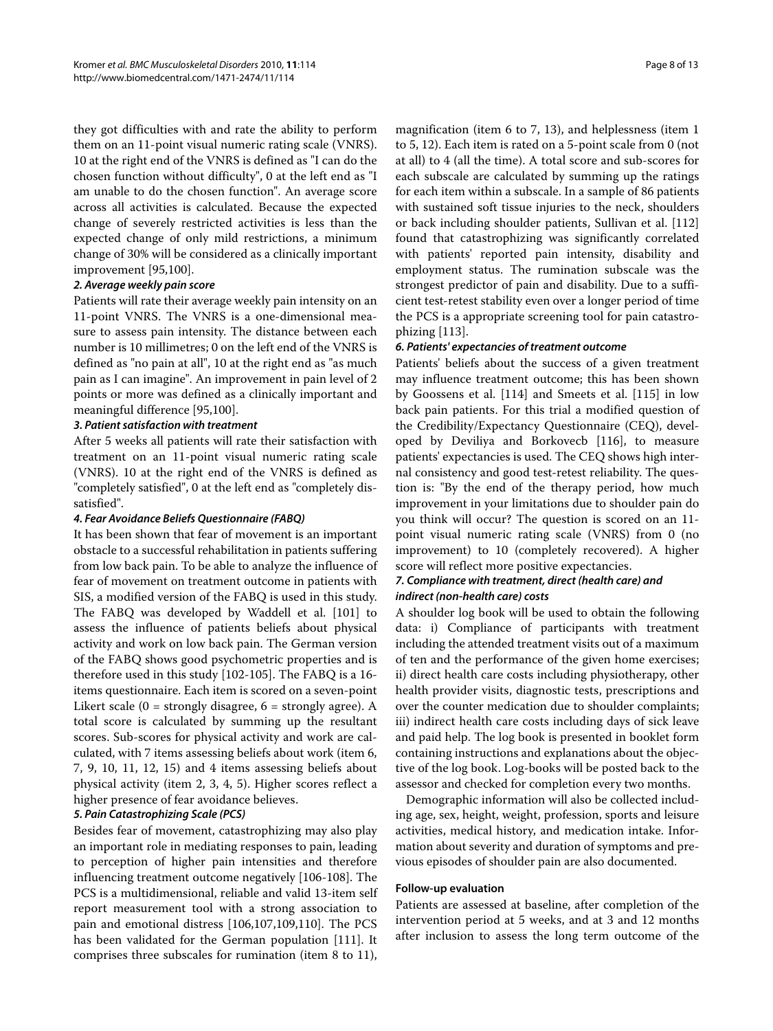they got difficulties with and rate the ability to perform them on an 11-point visual numeric rating scale (VNRS). 10 at the right end of the VNRS is defined as "I can do the chosen function without difficulty", 0 at the left end as "I am unable to do the chosen function". An average score across all activities is calculated. Because the expected change of severely restricted activities is less than the expected change of only mild restrictions, a minimum change of 30% will be considered as a clinically important improvement [95,100].

#### *2. Average weekly pain score*

Patients will rate their average weekly pain intensity on an 11-point VNRS. The VNRS is a one-dimensional measure to assess pain intensity. The distance between each number is 10 millimetres; 0 on the left end of the VNRS is defined as "no pain at all", 10 at the right end as "as much pain as I can imagine". An improvement in pain level of 2 points or more was defined as a clinically important and meaningful difference [95,100].

#### *3. Patient satisfaction with treatment*

After 5 weeks all patients will rate their satisfaction with treatment on an 11-point visual numeric rating scale (VNRS). 10 at the right end of the VNRS is defined as "completely satisfied", 0 at the left end as "completely dissatisfied".

#### *4. Fear Avoidance Beliefs Questionnaire (FABQ)*

It has been shown that fear of movement is an important obstacle to a successful rehabilitation in patients suffering from low back pain. To be able to analyze the influence of fear of movement on treatment outcome in patients with SIS, a modified version of the FABQ is used in this study. The FABQ was developed by Waddell et al. [101] to assess the influence of patients beliefs about physical activity and work on low back pain. The German version of the FABQ shows good psychometric properties and is therefore used in this study [102-105]. The FABQ is a 16-items questionnaire. Each item is scored on a seven-point Likert scale (0 = strongly disagree, 6 = strongly agree). A total score is calculated by summing up the resultant scores. Sub-scores for physical activity and work are calculated, with 7 items assessing beliefs about work (item 6, 7, 9, 10, 11, 12, 15) and 4 items assessing beliefs about physical activity (item 2, 3, 4, 5). Higher scores reflect a higher presence of fear avoidance believes.

#### *5. Pain Catastrophizing Scale (PCS)*

Besides fear of movement, catastrophizing may also play an important role in mediating responses to pain, leading to perception of higher pain intensities and therefore influencing treatment outcome negatively [106-108]. The PCS is a multidimensional, reliable and valid 13-item self report measurement tool with a strong association to pain and emotional distress [106,107,109,110]. The PCS has been validated for the German population [111]. It comprises three subscales for rumination (item 8 to 11), magnification (item 6 to 7, 13), and helplessness (item 1 to 5, 12). Each item is rated on a 5-point scale from 0 (not at all) to 4 (all the time). A total score and sub-scores for each subscale are calculated by summing up the ratings for each item within a subscale. In a sample of 86 patients with sustained soft tissue injuries to the neck, shoulders or back including shoulder patients, Sullivan et al. [112] found that catastrophizing was significantly correlated with patients' reported pain intensity, disability and employment status. The rumination subscale was the strongest predictor of pain and disability. Due to a sufficient test-retest stability even over a longer period of time the PCS is a appropriate screening tool for pain catastrophizing [113].

#### *6. Patients' expectancies of treatment outcome*

Patients' beliefs about the success of a given treatment may influence treatment outcome; this has been shown by Goossens et al. [114] and Smeets et al. [115] in low back pain patients. For this trial a modified question of the Credibility/Expectancy Questionnaire (CEQ), developed by Deviliya and Borkovecb [116], to measure patients' expectancies is used. The CEQ shows high internal consistency and good test-retest reliability. The question is: "By the end of the therapy period, how much improvement in your limitations due to shoulder pain do you think will occur? The question is scored on an 11-point visual numeric rating scale (VNRS) from 0 (no improvement) to 10 (completely recovered). A higher score will reflect more positive expectancies.

#### *7. Compliance with treatment, direct (health care) and indirect (non-health care) costs*

A shoulder log book will be used to obtain the following data: i) Compliance of participants with treatment including the attended treatment visits out of a maximum of ten and the performance of the given home exercises; ii) direct health care costs including physiotherapy, other health provider visits, diagnostic tests, prescriptions and over the counter medication due to shoulder complaints; iii) indirect health care costs including days of sick leave and paid help. The log book is presented in booklet form containing instructions and explanations about the objective of the log book. Log-books will be posted back to the assessor and checked for completion every two months.

Demographic information will also be collected including age, sex, height, weight, profession, sports and leisure activities, medical history, and medication intake. Information about severity and duration of symptoms and previous episodes of shoulder pain are also documented.

### Follow-up evaluation

Patients are assessed at baseline, after completion of the intervention period at 5 weeks, and at 3 and 12 months after inclusion to assess the long term outcome of the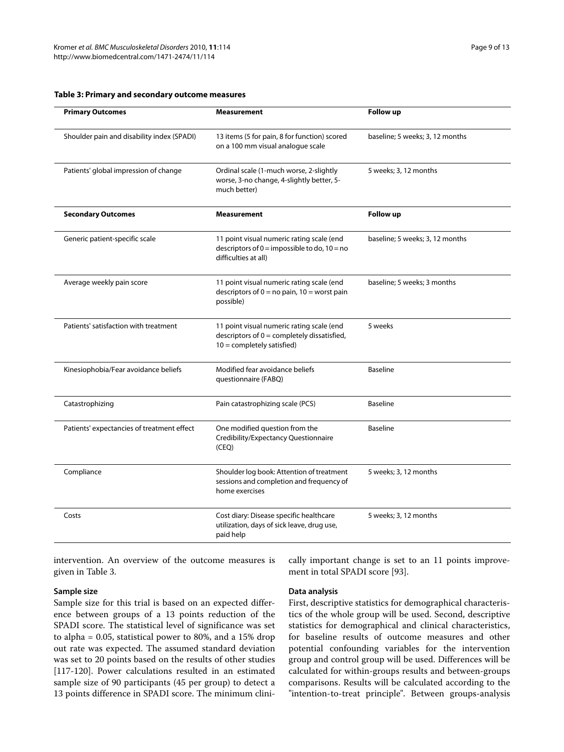**Table 3: Primary and secondary outcome measures**

| Primary Outcomes | Measurement | Follow up |
|---|---|---|
| Shoulder pain and disability index (SPADI) | 13 items (5 for pain, 8 for function) scored on a 100 mm visual analogue scale | baseline; 5 weeks; 3, 12 months |
| Patients' global impression of change | Ordinal scale (1-much worse, 2-slightly worse, 3-no change, 4-slightly better, 5-much better) | 5 weeks; 3, 12 months |
| **Secondary Outcomes** | **Measurement** | **Follow up** |
| Generic patient-specific scale | 11 point visual numeric rating scale (end descriptors of 0 = impossible to do, 10 = no difficulties at all) | baseline; 5 weeks; 3, 12 months |
| Average weekly pain score | 11 point visual numeric rating scale (end descriptors of 0 = no pain, 10 = worst pain possible) | baseline; 5 weeks; 3 months |
| Patients' satisfaction with treatment | 11 point visual numeric rating scale (end descriptors of 0 = completely dissatisfied, 10 = completely satisfied) | 5 weeks |
| Kinesiophobia/Fear avoidance beliefs | Modified fear avoidance beliefs questionnaire (FABQ) | Baseline |
| Catastrophizing | Pain catastrophizing scale (PCS) | Baseline |
| Patients' expectancies of treatment effect | One modified question from the Credibility/Expectancy Questionnaire (CEQ) | Baseline |
| Compliance | Shoulder log book: Attention of treatment sessions and completion and frequency of home exercises | 5 weeks; 3, 12 months |
| Costs | Cost diary: Disease specific healthcare utilization, days of sick leave, drug use, paid help | 5 weeks; 3, 12 months |

intervention. An overview of the outcome measures is given in Table 3.

### Sample size

Sample size for this trial is based on an expected difference between groups of a 13 points reduction of the SPADI score. The statistical level of significance was set to alpha = 0.05, statistical power to 80%, and a 15% drop out rate was expected. The assumed standard deviation was set to 20 points based on the results of other studies [117-120]. Power calculations resulted in an estimated sample size of 90 participants (45 per group) to detect a 13 points difference in SPADI score. The minimum clinically important change is set to an 11 points improvement in total SPADI score [93].

### Data analysis

First, descriptive statistics for demographical characteristics of the whole group will be used. Second, descriptive statistics for demographical and clinical characteristics, for baseline results of outcome measures and other potential confounding variables for the intervention group and control group will be used. Differences will be calculated for within-groups results and between-groups comparisons. Results will be calculated according to the "intention-to-treat principle". Between groups-analysis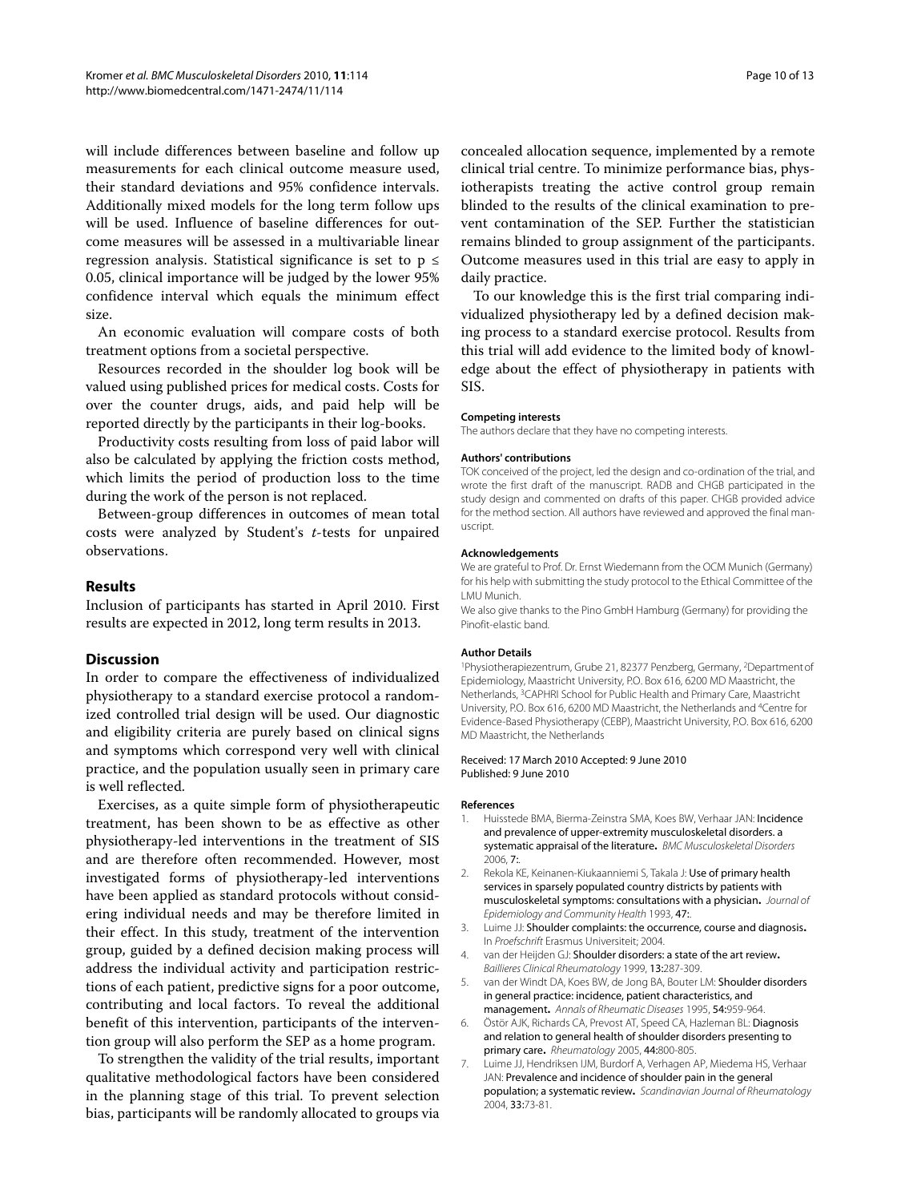will include differences between baseline and follow up measurements for each clinical outcome measure used, their standard deviations and 95% confidence intervals. Additionally mixed models for the long term follow ups will be used. Influence of baseline differences for outcome measures will be assessed in a multivariable linear regression analysis. Statistical significance is set to $p \leq 0.05$, clinical importance will be judged by the lower 95% confidence interval which equals the minimum effect size.

An economic evaluation will compare costs of both treatment options from a societal perspective.

Resources recorded in the shoulder log book will be valued using published prices for medical costs. Costs for over the counter drugs, aids, and paid help will be reported directly by the participants in their log-books.

Productivity costs resulting from loss of paid labor will also be calculated by applying the friction costs method, which limits the period of production loss to the time during the work of the person is not replaced.

Between-group differences in outcomes of mean total costs were analyzed by Student's *t*-tests for unpaired observations.

## Results

Inclusion of participants has started in April 2010. First results are expected in 2012, long term results in 2013.

## Discussion

In order to compare the effectiveness of individualized physiotherapy to a standard exercise protocol a randomized controlled trial design will be used. Our diagnostic and eligibility criteria are purely based on clinical signs and symptoms which correspond very well with clinical practice, and the population usually seen in primary care is well reflected.

Exercises, as a quite simple form of physiotherapeutic treatment, has been shown to be as effective as other physiotherapy-led interventions in the treatment of SIS and are therefore often recommended. However, most investigated forms of physiotherapy-led interventions have been applied as standard protocols without considering individual needs and may be therefore limited in their effect. In this study, treatment of the intervention group, guided by a defined decision making process will address the individual activity and participation restrictions of each patient, predictive signs for a poor outcome, contributing and local factors. To reveal the additional benefit of this intervention, participants of the intervention group will also perform the SEP as a home program.

To strengthen the validity of the trial results, important qualitative methodological factors have been considered in the planning stage of this trial. To prevent selection bias, participants will be randomly allocated to groups via concealed allocation sequence, implemented by a remote clinical trial centre. To minimize performance bias, physiotherapists treating the active control group remain blinded to the results of the clinical examination to prevent contamination of the SEP. Further the statistician remains blinded to group assignment of the participants. Outcome measures used in this trial are easy to apply in daily practice.

To our knowledge this is the first trial comparing individualized physiotherapy led by a defined decision making process to a standard exercise protocol. Results from this trial will add evidence to the limited body of knowledge about the effect of physiotherapy in patients with SIS.

#### Competing interests

The authors declare that they have no competing interests.

#### Authors' contributions

TOK conceived of the project, led the design and co-ordination of the trial, and wrote the first draft of the manuscript. RADB and CHGB participated in the study design and commented on drafts of this paper. CHGB provided advice for the method section. All authors have reviewed and approved the final manuscript.

#### Acknowledgements

We are grateful to Prof. Dr. Ernst Wiedemann from the OCM Munich (Germany) for his help with submitting the study protocol to the Ethical Committee of the LMU Munich.

We also give thanks to the Pino GmbH Hamburg (Germany) for providing the Pinofit-elastic band.

#### Author Details

[1]Physiotherapiezentrum, Grube 21, 82377 Penzberg, Germany, [2]Department of Epidemiology, Maastricht University, P.O. Box 616, 6200 MD Maastricht, the Netherlands, [3]CAPHRI School for Public Health and Primary Care, Maastricht University, P.O. Box 616, 6200 MD Maastricht, the Netherlands and [4]Centre for Evidence-Based Physiotherapy (CEBP), Maastricht University, P.O. Box 616, 6200 MD Maastricht, the Netherlands

Received: 17 March 2010 Accepted: 9 June 2010
Published: 9 June 2010

#### References

1. Huisstede BMA, Bierma-Zeinstra SMA, Koes BW, Verhaar JAN: **Incidence and prevalence of upper-extremity musculoskeletal disorders. a systematic appraisal of the literature.** *BMC Musculoskeletal Disorders* 2006, **7**:.
2. Rekola KE, Keinanen-Kiukaanniemi S, Takala J: **Use of primary health services in sparsely populated country districts by patients with musculoskeletal symptoms: consultations with a physician.** *Journal of Epidemiology and Community Health* 1993, **47**:.
3. Luime JJ: **Shoulder complaints: the occurrence, course and diagnosis.** In *Proefschrift* Erasmus Universiteit; 2004.
4. van der Heijden GJ: **Shoulder disorders: a state of the art review.** *Baillieres Clinical Rheumatology* 1999, **13**:287-309.
5. van der Windt DA, Koes BW, de Jong BA, Bouter LM: **Shoulder disorders in general practice: incidence, patient characteristics, and management.** *Annals of Rheumatic Diseases* 1995, **54**:959-964.
6. Östör AJK, Richards CA, Prevost AT, Speed CA, Hazleman BL: **Diagnosis and relation to general health of shoulder disorders presenting to primary care.** *Rheumatology* 2005, **44**:800-805.
7. Luime JJ, Hendriksen IJM, Burdorf A, Verhagen AP, Miedema HS, Verhaar JAN: **Prevalence and incidence of shoulder pain in the general population; a systematic review.** *Scandinavian Journal of Rheumatology* 2004, **33**:73-81.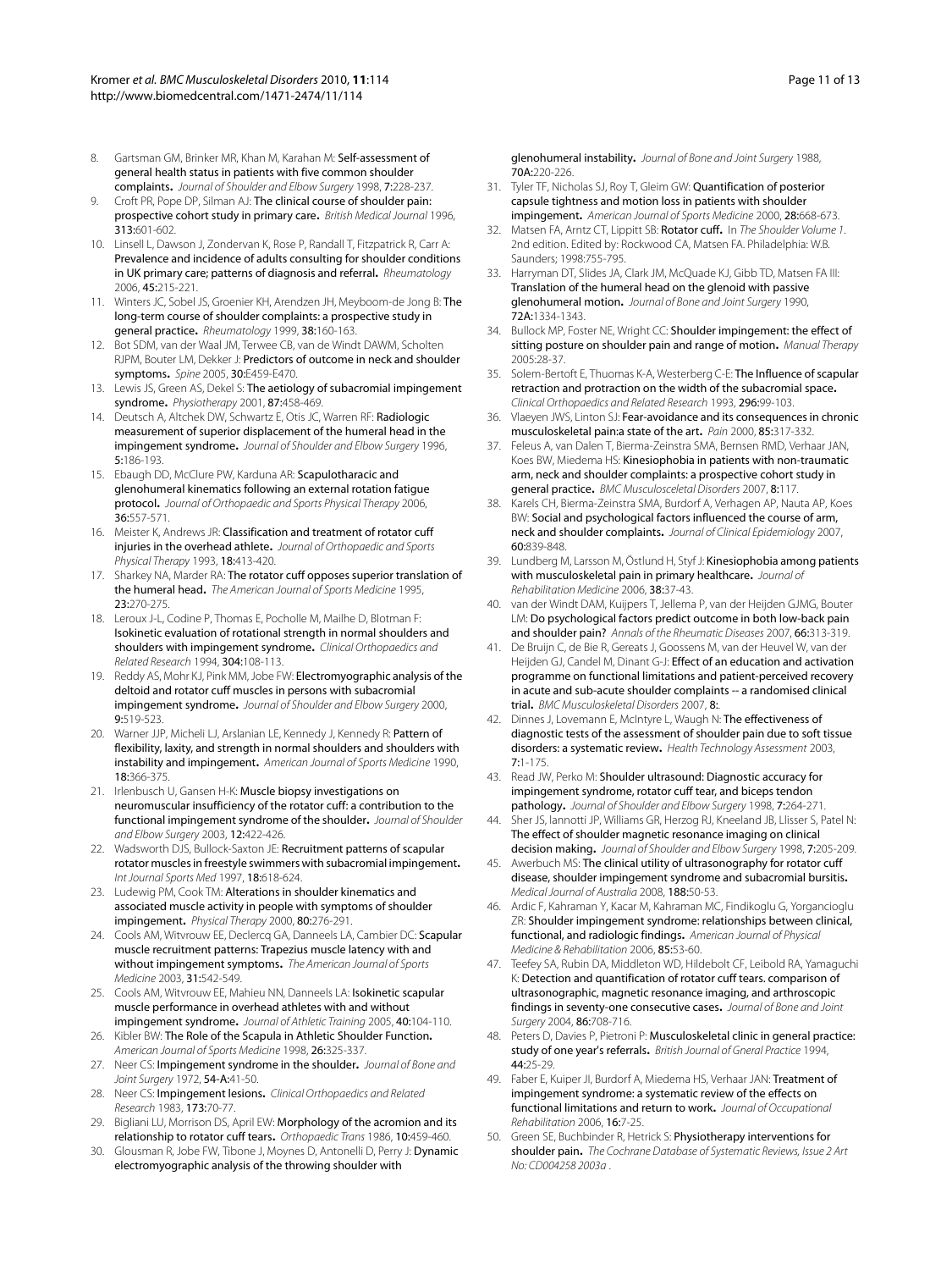8. Gartsman GM, Brinker MR, Khan M, Karahan M: **Self-assessment of general health status in patients with five common shoulder complaints.** *Journal of Shoulder and Elbow Surgery* 1998, **7:**228-237.
9. Croft PR, Pope DP, Silman AJ: **The clinical course of shoulder pain: prospective cohort study in primary care.** *British Medical Journal* 1996, **313:**601-602.
10. Linsell L, Dawson J, Zondervan K, Rose P, Randall T, Fitzpatrick R, Carr A: **Prevalence and incidence of adults consulting for shoulder conditions in UK primary care; patterns of diagnosis and referral.** *Rheumatology* 2006, **45:**215-221.
11. Winters JC, Sobel JS, Groenier KH, Arendzen JH, Meyboom-de Jong B: **The long-term course of shoulder complaints: a prospective study in general practice.** *Rheumatology* 1999, **38:**160-163.
12. Bot SDM, van der Waal JM, Terwee CB, van de Windt DAWM, Scholten RJPM, Bouter LM, Dekker J: **Predictors of outcome in neck and shoulder symptoms.** *Spine* 2005, **30:**E459-E470.
13. Lewis JS, Green AS, Dekel S: **The aetiology of subacromial impingement syndrome.** *Physiotherapy* 2001, **87:**458-469.
14. Deutsch A, Altchek DW, Schwartz E, Otis JC, Warren RF: **Radiologic measurement of superior displacement of the humeral head in the impingement syndrome.** *Journal of Shoulder and Elbow Surgery* 1996, **5:**186-193.
15. Ebaugh DD, McClure PW, Karduna AR: **Scapulotharacic and glenohumeral kinematics following an external rotation fatigue protocol.** *Journal of Orthopaedic and Sports Physical Therapy* 2006, **36:**557-571.
16. Meister K, Andrews JR: **Classification and treatment of rotator cuff injuries in the overhead athlete.** *Journal of Orthopaedic and Sports Physical Therapy* 1993, **18:**413-420.
17. Sharkey NA, Marder RA: **The rotator cuff opposes superior translation of the humeral head.** *The American Journal of Sports Medicine* 1995, **23:**270-275.
18. Leroux J-L, Codine P, Thomas E, Pocholle M, Mailhe D, Blotman F: **Isokinetic evaluation of rotational strength in normal shoulders and shoulders with impingement syndrome.** *Clinical Orthopaedics and Related Research* 1994, **304:**108-113.
19. Reddy AS, Mohr KJ, Pink MM, Jobe FW: **Electromyographic analysis of the deltoid and rotator cuff muscles in persons with subacromial impingement syndrome.** *Journal of Shoulder and Elbow Surgery* 2000, **9:**519-523.
20. Warner JJP, Micheli LJ, Arslanian LE, Kennedy J, Kennedy R: **Pattern of flexibility, laxity, and strength in normal shoulders and shoulders with instability and impingement.** *American Journal of Sports Medicine* 1990, **18:**366-375.
21. Irlenbusch U, Gansen H-K: **Muscle biopsy investigations on neuromuscular insufficiency of the rotator cuff: a contribution to the functional impingement syndrome of the shoulder.** *Journal of Shoulder and Elbow Surgery* 2003, **12:**422-426.
22. Wadsworth DJS, Bullock-Saxton JE: **Recruitment patterns of scapular rotator muscles in freestyle swimmers with subacromial impingement.** *Int Journal Sports Med* 1997, **18:**618-624.
23. Ludewig PM, Cook TM: **Alterations in shoulder kinematics and associated muscle activity in people with symptoms of shoulder impingement.** *Physical Therapy* 2000, **80:**276-291.
24. Cools AM, Witvrouw EE, Declercq GA, Danneels LA, Cambier DC: **Scapular muscle recruitment patterns: Trapezius muscle latency with and without impingement symptoms.** *The American Journal of Sports Medicine* 2003, **31:**542-549.
25. Cools AM, Witvrouw EE, Mahieu NN, Danneels LA: **Isokinetic scapular muscle performance in overhead athletes with and without impingement syndrome.** *Journal of Athletic Training* 2005, **40:**104-110.
26. Kibler BW: **The Role of the Scapula in Athletic Shoulder Function.** *American Journal of Sports Medicine* 1998, **26:**325-337.
27. Neer CS: **Impingement syndrome in the shoulder.** *Journal of Bone and Joint Surgery* 1972, **54-A:**41-50.
28. Neer CS: **Impingement lesions.** *Clinical Orthopaedics and Related Research* 1983, **173:**70-77.
29. Bigliani LU, Morrison DS, April EW: **Morphology of the acromion and its relationship to rotator cuff tears.** *Orthopaedic Trans* 1986, **10:**459-460.
30. Glousman R, Jobe FW, Tibone J, Moynes D, Antonelli D, Perry J: **Dynamic electromyographic analysis of the throwing shoulder with glenohumeral instability.** *Journal of Bone and Joint Surgery* 1988, **70A:**220-226.
31. Tyler TF, Nicholas SJ, Roy T, Gleim GW: **Quantification of posterior capsule tightness and motion loss in patients with shoulder impingement.** *American Journal of Sports Medicine* 2000, **28:**668-673.
32. Matsen FA, Arntz CT, Lippitt SB: **Rotator cuff.** In *The Shoulder Volume 1*. 2nd edition. Edited by: Rockwood CA, Matsen FA. Philadelphia: W.B. Saunders; 1998:755-795.
33. Harryman DT, Slides JA, Clark JM, McQuade KJ, Gibb TD, Matsen FA III: **Translation of the humeral head on the glenoid with passive glenohumeral motion.** *Journal of Bone and Joint Surgery* 1990, **72A:**1334-1343.
34. Bullock MP, Foster NE, Wright CC: **Shoulder impingement: the effect of sitting posture on shoulder pain and range of motion.** *Manual Therapy* 2005:28-37.
35. Solem-Bertoft E, Thuomas K-A, Westerberg C-E: **The Influence of scapular retraction and protraction on the width of the subacromial space.** *Clinical Orthopaedics and Related Research* 1993, **296:**99-103.
36. Vlaeyen JWS, Linton SJ: **Fear-avoidance and its consequences in chronic musculoskeletal pain:a state of the art.** *Pain* 2000, **85:**317-332.
37. Feleus A, van Dalen T, Bierma-Zeinstra SMA, Bernsen RMD, Verhaar JAN, Koes BW, Miedema HS: **Kinesiophobia in patients with non-traumatic arm, neck and shoulder complaints: a prospective cohort study in general practice.** *BMC Musculosceletal Disorders* 2007, **8:**117.
38. Karels CH, Bierma-Zeinstra SMA, Burdorf A, Verhagen AP, Nauta AP, Koes BW: **Social and psychological factors influenced the course of arm, neck and shoulder complaints.** *Journal of Clinical Epidemiology* 2007, **60:**839-848.
39. Lundberg M, Larsson M, Östlund H, Styf J: **Kinesiophobia among patients with musculoskeletal pain in primary healthcare.** *Journal of Rehabilitation Medicine* 2006, **38:**37-43.
40. van der Windt DAM, Kuijpers T, Jellema P, van der Heijden GJMG, Bouter LM: **Do psychological factors predict outcome in both low-back pain and shoulder pain?** *Annals of the Rheumatic Diseases* 2007, **66:**313-319.
41. De Bruijn C, de Bie R, Gereats J, Goossens M, van der Heuvel W, van der Heijden GJ, Candel M, Dinant G-J: **Effect of an education and activation programme on functional limitations and patient-perceived recovery in acute and sub-acute shoulder complaints -- a randomised clinical trial.** *BMC Musculoskeletal Disorders* 2007, **8:**.
42. Dinnes J, Lovemann E, McIntyre L, Waugh N: **The effectiveness of diagnostic tests of the assessment of shoulder pain due to soft tissue disorders: a systematic review.** *Health Technology Assessment* 2003, **7:**1-175.
43. Read JW, Perko M: **Shoulder ultrasound: Diagnostic accuracy for impingement syndrome, rotator cuff tear, and biceps tendon pathology.** *Journal of Shoulder and Elbow Surgery* 1998, **7:**264-271.
44. Sher JS, Iannotti JP, Williams GR, Herzog RJ, Kneeland JB, Llisser S, Patel N: **The effect of shoulder magnetic resonance imaging on clinical decision making.** *Journal of Shoulder and Elbow Surgery* 1998, **7:**205-209.
45. Awerbuch MS: **The clinical utility of ultrasonography for rotator cuff disease, shoulder impingement syndrome and subacromial bursitis.** *Medical Journal of Australia* 2008, **188:**50-53.
46. Ardic F, Kahraman Y, Kacar M, Kahraman MC, Findikoglu G, Yorgancioglu ZR: **Shoulder impingement syndrome: relationships between clinical, functional, and radiologic findings.** *American Journal of Physical Medicine & Rehabilitation* 2006, **85:**53-60.
47. Teefey SA, Rubin DA, Middleton WD, Hildebolt CF, Leibold RA, Yamaguchi K: **Detection and quantification of rotator cuff tears. comparison of ultrasonographic, magnetic resonance imaging, and arthroscopic findings in seventy-one consecutive cases.** *Journal of Bone and Joint Surgery* 2004, **86:**708-716.
48. Peters D, Davies P, Pietroni P: **Musculoskeletal clinic in general practice: study of one year's referrals.** *British Journal of Gneral Practice* 1994, **44:**25-29.
49. Faber E, Kuiper JI, Burdorf A, Miedema HS, Verhaar JAN: **Treatment of impingement syndrome: a systematic review of the effects on functional limitations and return to work.** *Journal of Occupational Rehabilitation* 2006, **16:**7-25.
50. Green SE, Buchbinder R, Hetrick S: **Physiotherapy interventions for shoulder pain.** *The Cochrane Database of Systematic Reviews, Issue 2 Art No: CD004258 2003a* .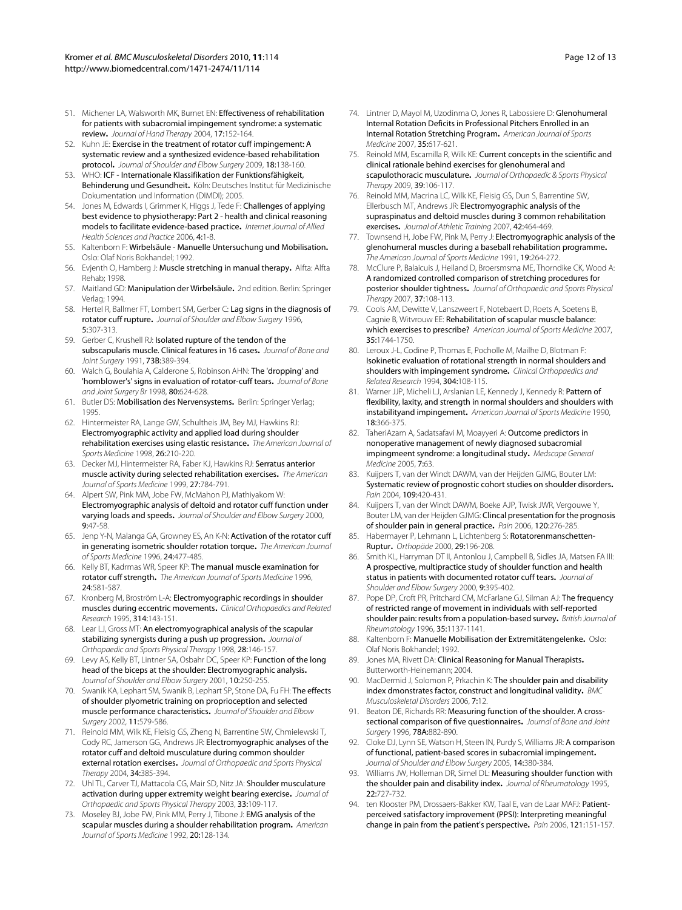51. Michener LA, Walsworth MK, Burnet EN: **Effectiveness of rehabilitation for patients with subacromial impingement syndrome: a systematic review.** *Journal of Hand Therapy* 2004, **17**:152-164.
52. Kuhn JE: **Exercise in the treatment of rotator cuff impingement: A systematic review and a synthesized evidence-based rehabilitation protocol.** *Journal of Shoulder and Elbow Surgery* 2009, **18**:138-160.
53. WHO: **ICF - Internationale Klassifikation der Funktionsfähigkeit, Behinderung und Gesundheit.** Köln: Deutsches Institut für Medizinische Dokumentation und Information (DIMDI); 2005.
54. Jones M, Edwards I, Grimmer K, Higgs J, Tede F: **Challenges of applying best evidence to physiotherapy: Part 2 - health and clinical reasoning models to facilitate evidence-based practice.** *Internet Journal of Allied Health Sciences and Practice* 2006, **4**:1-8.
55. Kaltenborn F: **Wirbelsäule - Manuelle Untersuchung und Mobilisation.** Oslo: Olaf Noris Bokhandel; 1992.
56. Evjenth O, Hamberg J: **Muscle stretching in manual therapy.** Alfta: Alfta Rehab; 1998.
57. Maitland GD: **Manipulation der Wirbelsäule.** 2nd edition. Berlin: Springer Verlag; 1994.
58. Hertel R, Ballmer FT, Lombert SM, Gerber C: **Lag signs in the diagnosis of rotator cuff rupture.** *Journal of Shoulder and Elbow Surgery* 1996, **5**:307-313.
59. Gerber C, Krushell RJ: **Isolated rupture of the tendon of the subscapularis muscle. Clinical features in 16 cases.** *Journal of Bone and Joint Surgery* 1991, **73B**:389-394.
60. Walch G, Boulahia A, Calderone S, Robinson AHN: **The 'dropping' and 'hornblower's' signs in evaluation of rotator-cuff tears.** *Journal of Bone and Joint Surgery Br* 1998, **80**:624-628.
61. Butler DS: **Mobilisation des Nervensystems.** Berlin: Springer Verlag; 1995.
62. Hintermeister RA, Lange GW, Schultheis JM, Bey MJ, Hawkins RJ: **Electromyographic activity and applied load during shoulder rehabilitation exercises using elastic resistance.** *The American Journal of Sports Medicine* 1998, **26**:210-220.
63. Decker MJ, Hintermeister RA, Faber KJ, Hawkins RJ: **Serratus anterior muscle activity during selected rehabilitation exercises.** *The American Journal of Sports Medicine* 1999, **27**:784-791.
64. Alpert SW, Pink MM, Jobe FW, McMahon PJ, Mathiyakom W: **Electromyographic analysis of deltoid and rotator cuff function under varying loads and speeds.** *Journal of Shoulder and Elbow Surgery* 2000, **9**:47-58.
65. Jenp Y-N, Malanga GA, Growney ES, An K-N: **Activation of the rotator cuff in generating isometric shoulder rotation torque.** *The American Journal of Sports Medicine* 1996, **24**:477-485.
66. Kelly BT, Kadrmas WR, Speer KP: **The manual muscle examination for rotator cuff strength.** *The American Journal of Sports Medicine* 1996, **24**:581-587.
67. Kronberg M, Broström L-A: **Electromyographic recordings in shoulder muscles during eccentric movements.** *Clinical Orthopaedics and Related Research* 1995, **314**:143-151.
68. Lear LJ, Gross MT: **An electromyographical analysis of the scapular stabilizing synergists during a push up progression.** *Journal of Orthopaedic and Sports Physical Therapy* 1998, **28**:146-157.
69. Levy AS, Kelly BT, Lintner SA, Osbahr DC, Speer KP: **Function of the long head of the biceps at the shoulder: Electromyographic analysis.** *Journal of Shoulder and Elbow Surgery* 2001, **10**:250-255.
70. Swanik KA, Lephart SM, Swanik B, Lephart SP, Stone DA, Fu FH: **The effects of shoulder plyometric training on proprioception and selected muscle performance characteristics.** *Journal of Shoulder and Elbow Surgery* 2002, **11**:579-586.
71. Reinold MM, Wilk KE, Fleisig GS, Zheng N, Barrentine SW, Chmielewski T, Cody RC, Jamerson GG, Andrews JR: **Electromyographic analyses of the rotator cuff and deltoid musculature during common shoulder external rotation exercises.** *Journal of Orthopaedic and Sports Physical Therapy* 2004, **34**:385-394.
72. Uhl TL, Carver TJ, Mattacola CG, Mair SD, Nitz JA: **Shoulder musculature activation during upper extremity weight bearing exercise.** *Journal of Orthopaedic and Sports Physical Therapy* 2003, **33**:109-117.
73. Moseley BJ, Jobe FW, Pink MM, Perry J, Tibone J: **EMG analysis of the scapular muscles during a shoulder rehabilitation program.** *American Journal of Sports Medicine* 1992, **20**:128-134.
74. Lintner D, Mayol M, Uzodinma O, Jones R, Labossiere D: **Glenohumeral Internal Rotation Deficits in Professional Pitchers Enrolled in an Internal Rotation Stretching Program.** *American Journal of Sports Medicine* 2007, **35**:617-621.
75. Reinold MM, Escamilla R, Wilk KE: **Current concepts in the scientific and clinical rationale behind exercises for glenohumeral and scapulothoracic musculature.** *Journal of Orthopaedic & Sports Physical Therapy* 2009, **39**:106-117.
76. Reinold MM, Macrina LC, Wilk KE, Fleisig GS, Dun S, Barrentine SW, Ellerbusch MT, Andrews JR: **Electromyographic analysis of the supraspinatus and deltoid muscles during 3 common rehabilitation exercises.** *Journal of Athletic Training* 2007, **42**:464-469.
77. Townsend H, Jobe FW, Pink M, Perry J: **Electromyographic analysis of the glenohumeral muscles during a baseball rehabilitation programme.** *The American Journal of Sports Medicine* 1991, **19**:264-272.
78. McClure P, Balaicuis J, Heiland D, Broersmsma ME, Thorndike CK, Wood A: **A randomized controlled comparison of stretching procedures for posterior shoulder tightness.** *Journal of Orthopaedic and Sports Physical Therapy* 2007, **37**:108-113.
79. Cools AM, Dewitte V, Lanszweert F, Notebaert D, Roets A, Soetens B, Cagnie B, Witvrouw EE: **Rehabilitation of scapular muscle balance: which exercises to prescribe?** *American Journal of Sports Medicine* 2007, **35**:1744-1750.
80. Leroux J-L, Codine P, Thomas E, Pocholle M, Mailhe D, Blotman F: **Isokinetic evaluation of rotational strength in normal shoulders and shoulders with impingement syndrome.** *Clinical Orthopaedics and Related Research* 1994, **304**:108-115.
81. Warner JJP, Micheli LJ, Arslanian LE, Kennedy J, Kennedy R: **Pattern of flexibility, laxity, and strength in normal shoulders and shoulders with instabilityand impingement.** *American Journal of Sports Medicine* 1990, **18**:366-375.
82. TaheriAzam A, Sadatsafavi M, Moayyeri A: **Outcome predictors in nonoperative management of newly diagnosed subacromial impingmeent syndrome: a longitudinal study.** *Medscape General Medicine* 2005, **7**:63.
83. Kuijpers T, van der Windt DAWM, van der Heijden GJMG, Bouter LM: **Systematic review of prognostic cohort studies on shoulder disorders.** *Pain* 2004, **109**:420-431.
84. Kuijpers T, van der Windt DAWM, Boeke AJP, Twisk JWR, Vergouwe Y, Bouter LM, van der Heijden GJMG: **Clincal presentation for the prognosis of shoulder pain in general practice.** *Pain* 2006, **120**:276-285.
85. Habermayer P, Lehmann L, Lichtenberg S: **Rotatorenmanschetten-Ruptur.** *Orthopäde* 2000, **29**:196-208.
86. Smith KL, Harryman DT II, Antonlou J, Campbell B, Sidles JA, Matsen FA III: **A prospective, multipractice study of shoulder function and health status in patients with documented rotator cuff tears.** *Journal of Shoulder and Elbow Surgery* 2000, **9**:395-402.
87. Pope DP, Croft PR, Pritchard CM, McFarlane GJ, Silman AJ: **The frequency of restricted range of movement in individuals with self-reported shoulder pain: results from a population-based survey.** *British Journal of Rheumatology* 1996, **35**:1137-1141.
88. Kaltenborn F: **Manuelle Mobilisation der Extremitätengelenke.** Oslo: Olaf Noris Bokhandel; 1992.
89. Jones MA, Rivett DA: **Clinical Reasoning for Manual Therapists.** Butterworth-Heinemann; 2004.
90. MacDermid J, Solomon P, Prkachin K: **The shoulder pain and disability index dmonstrates factor, construct and longitudinal validity.** *BMC Musculoskeletal Disorders* 2006, **7**:12.
91. Beaton DE, Richards RR: **Measuring function of the shoulder. A cross-sectional comparison of five questionnaires.** *Journal of Bone and Joint Surgery* 1996, **78A**:882-890.
92. Cloke DJ, Lynn SE, Watson H, Steen IN, Purdy S, Williams JR: **A comparison of functional, patient-based scores in subacromial impingement.** *Journal of Shoulder and Elbow Surgery* 2005, **14**:380-384.
93. Williams JW, Holleman DR, Simel DL: **Measuring shoulder function with the shoulder pain and disability index.** *Journal of Rheumatology* 1995, **22**:727-732.
94. ten Klooster PM, Drossaers-Bakker KW, Taal E, van de Laar MAFJ: **Patient-perceived satisfactory improvement (PPSI): Interpreting meaningful change in pain from the patient's perspective.** *Pain* 2006, **121**:151-157.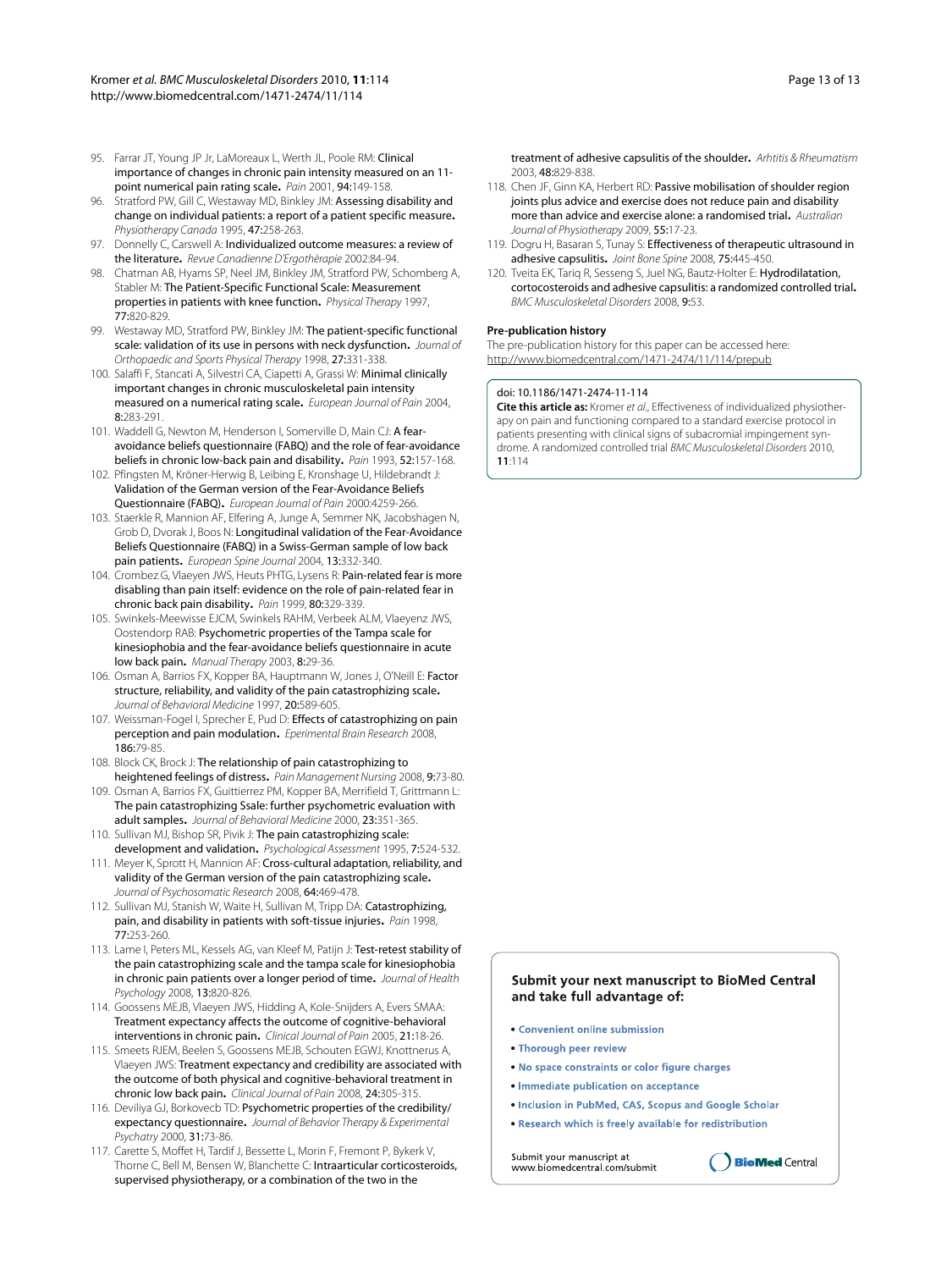95. Farrar JT, Young JP Jr, LaMoreaux L, Werth JL, Poole RM: **Clinical importance of changes in chronic pain intensity measured on an 11-point numerical pain rating scale.** *Pain* 2001, **94**:149-158.
96. Stratford PW, Gill C, Westaway MD, Binkley JM: **Assessing disability and change on individual patients: a report of a patient specific measure.** *Physiotherapy Canada* 1995, **47**:258-263.
97. Donnelly C, Carswell A: **Individualized outcome measures: a review of the literature.** *Revue Canadienne D'Ergothèrapie* 2002:84-94.
98. Chatman AB, Hyams SP, Neel JM, Binkley JM, Stratford PW, Schomberg A, Stabler M: **The Patient-Specific Functional Scale: Measurement properties in patients with knee function.** *Physical Therapy* 1997, **77**:820-829.
99. Westaway MD, Stratford PW, Binkley JM: **The patient-specific functional scale: validation of its use in persons with neck dysfunction.** *Journal of Orthopaedic and Sports Physical Therapy* 1998, **27**:331-338.
100. Salaffi F, Stancati A, Silvestri CA, Ciapetti A, Grassi W: **Minimal clinically important changes in chronic musculoskeletal pain intensity measured on a numerical rating scale.** *European Journal of Pain* 2004, **8**:283-291.
101. Waddell G, Newton M, Henderson I, Somerville D, Main CJ: **A fear-avoidance beliefs questionnaire (FABQ) and the role of fear-avoidance beliefs in chronic low-back pain and disability.** *Pain* 1993, **52**:157-168.
102. Pfingsten M, Kröner-Herwig B, Leibing E, Kronshage U, Hildebrandt J: **Validation of the German version of the Fear-Avoidance Beliefs Questionnaire (FABQ).** *European Journal of Pain* 2000:4259-266.
103. Staerkle R, Mannion AF, Elfering A, Junge A, Semmer NK, Jacobshagen N, Grob D, Dvorak J, Boos N: **Longitudinal validation of the Fear-Avoidance Beliefs Questionnaire (FABQ) in a Swiss-German sample of low back pain patients.** *European Spine Journal* 2004, **13**:332-340.
104. Crombez G, Vlaeyen JWS, Heuts PHTG, Lysens R: **Pain-related fear is more disabling than pain itself: evidence on the role of pain-related fear in chronic back pain disability.** *Pain* 1999, **80**:329-339.
105. Swinkels-Meewisse EJCM, Swinkels RAHM, Verbeek ALM, Vlaeyenz JWS, Oostendorp RAB: **Psychometric properties of the Tampa scale for kinesiophobia and the fear-avoidance beliefs questionnaire in acute low back pain.** *Manual Therapy* 2003, **8**:29-36.
106. Osman A, Barrios FX, Kopper BA, Hauptmann W, Jones J, O'Neill E: **Factor structure, reliability, and validity of the pain catastrophizing scale.** *Journal of Behavioral Medicine* 1997, **20**:589-605.
107. Weissman-Fogel I, Sprecher E, Pud D: **Effects of catastrophizing on pain perception and pain modulation.** *Eperimental Brain Research* 2008, **186**:79-85.
108. Block CK, Brock J: **The relationship of pain catastrophizing to heightened feelings of distress.** *Pain Management Nursing* 2008, **9**:73-80.
109. Osman A, Barrios FX, Guitticrrez PM, Kopper BA, Merrifield T, Grittmann L: **The pain catastrophizing Sscale: further psychometric evaluation with adult samples.** *Journal of Behavioral Medicine* 2000, **23**:351-365.
110. Sullivan MJ, Bishop SR, Pivik J: **The pain catastrophizing scale: development and validation.** *Psychological Assessment* 1995, **7**:524-532.
111. Meyer K, Sprott H, Mannion AF: **Cross-cultural adaptation, reliability, and validity of the German version of the pain catastrophizing scale.** *Journal of Psychosomatic Research* 2008, **64**:469-478.
112. Sullivan MJ, Stanish W, Waite H, Sullivan M, Tripp DA: **Catastrophizing, pain, and disability in patients with soft-tissue injuries.** *Pain* 1998, **77**:253-260.
113. Lame I, Peters ML, Kessels AG, van Kleef M, Patijn J: **Test-retest stability of the pain catastrophizing scale and the tampa scale for kinesiophobia in chronic pain patients over a longer period of time.** *Journal of Health Psychology* 2008, **13**:820-826.
114. Goossens MEJB, Vlaeyen JWS, Hidding A, Kole-Snijders A, Evers SMAA: **Treatment expectancy affects the outcome of cognitive-behavioral interventions in chronic pain.** *Clinical Journal of Pain* 2005, **21**:18-26.
115. Smeets RJEM, Beelen S, Goossens MEJB, Schouten EGWJ, Knottnerus A, Vlaeyen JWS: **Treatment expectancy and credibility are associated with the outcome of both physical and cognitive-behavioral treatment in chronic low back pain.** *Clinical Journal of Pain* 2008, **24**:305-315.
116. Deviliya GJ, Borkovecb TD: **Psychometric properties of the credibility/expectancy questionnaire.** *Journal of Behavior Therapy & Experimental Psychatry* 2000, **31**:73-86.
117. Carette S, Moffet H, Tardif J, Bessette L, Morin F, Fremont P, Bykerk V, Thorne C, Bell M, Bensen W, Blanchette C: **Intraarticular corticosteroids, supervised physiotherapy, or a combination of the two in the treatment of adhesive capsulitis of the shoulder.** *Arhtitis & Rheumatism* 2003, **48**:829-838.
118. Chen JF, Ginn KA, Herbert RD: **Passive mobilisation of shoulder region joints plus advice and exercise does not reduce pain and disability more than advice and exercise alone: a randomised trial.** *Australian Journal of Physiotherapy* 2009, **55**:17-23.
119. Dogru H, Basaran S, Tunay S: **Effectiveness of therapeutic ultrasound in adhesive capsulitis.** *Joint Bone Spine* 2008, **75**:445-450.
120. Tveita EK, Tariq R, Sesseng S, Juel NG, Bautz-Holter E: **Hydrodilatation, cortocosteroids and adhesive capsulitis: a randomized controlled trial.** *BMC Musculoskeletal Disorders* 2008, **9**:53.

### Pre-publication history

The pre-publication history for this paper can be accessed here:
http://www.biomedcentral.com/1471-2474/11/114/prepub

doi: 10.1186/1471-2474-11-114

**Cite this article as:** Kromer *et al.*, Effectiveness of individualized physiotherapy on pain and functioning compared to a standard exercise protocol in patients presenting with clinical signs of subacromial impingement syndrome. A randomized controlled trial *BMC Musculoskeletal Disorders* 2010, **11**:114

**Submit your next manuscript to BioMed Central and take full advantage of:**

- Convenient online submission
- Thorough peer review
- No space constraints or color figure charges
- Immediate publication on acceptance
- Inclusion in PubMed, CAS, Scopus and Google Scholar
- Research which is freely available for redistribution

Submit your manuscript at
www.biomedcentral.com/submit

BioMed Central